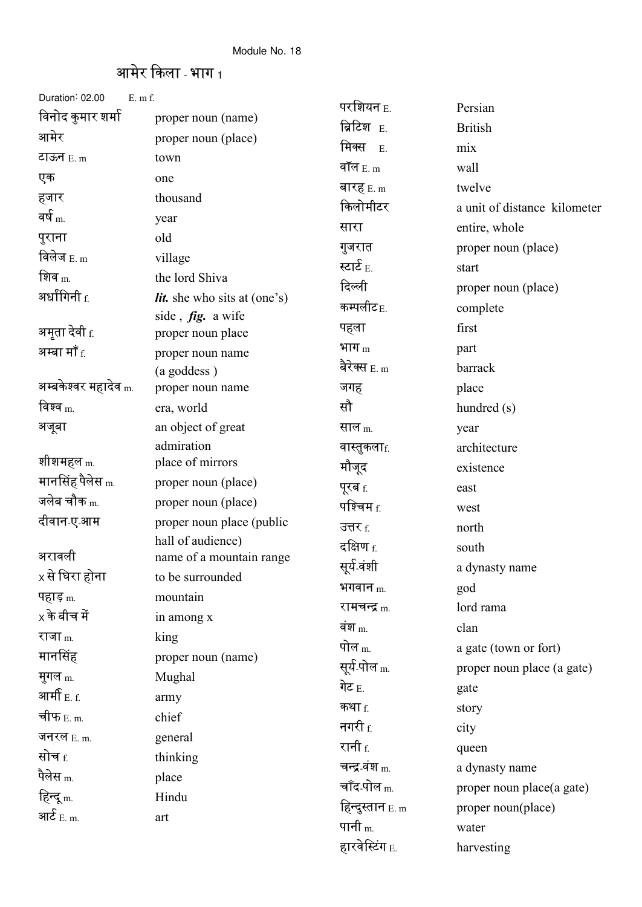Module No. 18

# आमेर किला - भाग 1

Duration: 02.00 E. m f.

| | |
|---|---|
| विनोद कुमार शर्मा | proper noun (name) |
| आमेर | proper noun (place) |
| टाऊन E. m | town |
| एक | one |
| हज़ार | thousand |
| वर्ष m. | year |
| पुराना | old |
| विलेज E. m | village |
| शिव m. | the lord Shiva |
| अर्धांगिनी f. | ***lit.*** she who sits at (one's) side , ***fig.*** a wife |
| अमृता देवी f. | proper noun place |
| अम्बा माँ f. | proper noun name (a goddess ) |
| अम्बकेश्वर महादेव m. | proper noun name |
| विश्व m. | era, world |
| अजूबा | an object of great admiration |
| शीशमहल m. | place of mirrors |
| मानसिंह पैलेस m. | proper noun (place) |
| जलेब चौक m. | proper noun (place) |
| दीवान-ए-आम | proper noun place (public hall of audience) |
| अरावली | name of a mountain range |
| x से घिरा होना | to be surrounded |
| पहाड़ m. | mountain |
| x के बीच में | in among x |
| राजा m. | king |
| मानसिंह | proper noun (name) |
| मुगल m. | Mughal |
| आर्मी E. f. | army |
| चीफ E. m. | chief |
| जनरल E. m. | general |
| सोच f. | thinking |
| पैलेस m. | place |
| हिन्दू m. | Hindu |
| आर्ट E. m. | art |
| परशियन E. | Persian |
| ब्रिटिश E. | British |
| मिक्स E. | mix |
| वॉल E. m | wall |
| बारह E. m | twelve |
| किलोमीटर | a unit of distance kilometer |
| सारा | entire, whole |
| गुजरात | proper noun (place) |
| स्टार्ट E. | start |
| दिल्ली | proper noun (place) |
| कम्पलीट E. | complete |
| पहला | first |
| भाग m | part |
| बैरेक्स E. m | barrack |
| जगह | place |
| सौ | hundred (s) |
| साल m. | year |
| वास्तुकला f. | architecture |
| मौजूद | existence |
| पूरब f. | east |
| पश्चिम f. | west |
| उत्तर f. | north |
| दक्षिण f. | south |
| सूर्य-वंशी | a dynasty name |
| भगवान m. | god |
| रामचन्द्र m. | lord rama |
| वंश m. | clan |
| पोल m. | a gate (town or fort) |
| सूर्य-पोल m. | proper noun place (a gate) |
| गेट E. | gate |
| कथा f. | story |
| नगरी f. | city |
| रानी f. | queen |
| चन्द्र-वंश m. | a dynasty name |
| चाँद-पोल m. | proper noun place(a gate) |
| हिन्दुस्तान E. m | proper noun(place) |
| पानी m. | water |
| हारवेस्टिंग E. | harvesting |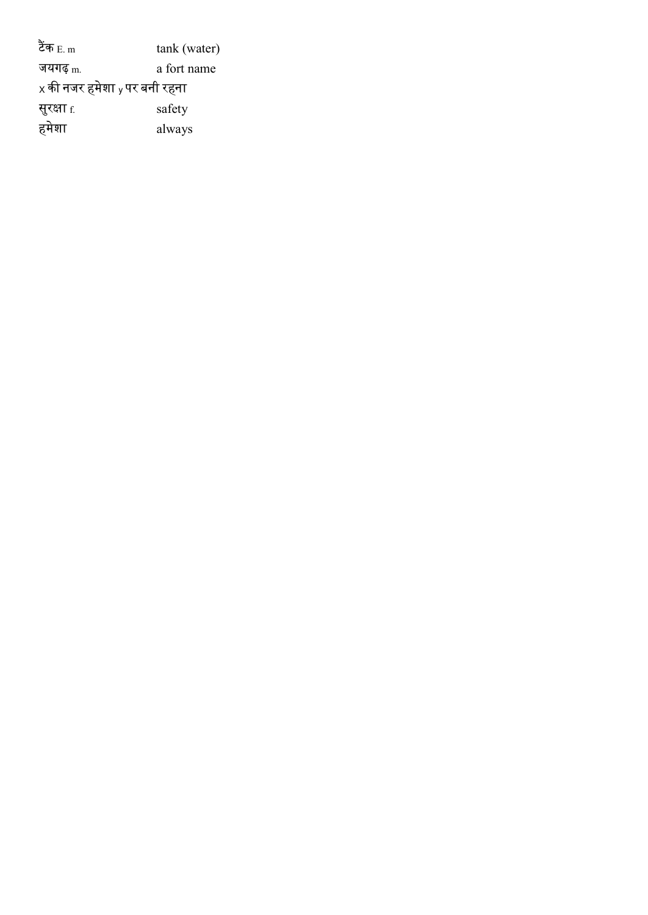| | |
|---|---|
| टैंक E. m | tank (water) |
| जयगढ़ m. | a fort name |
| x की नजर हमेशा y पर बनी रहना | |
| सुरक्षा f. | safety |
| हमेशा | always |